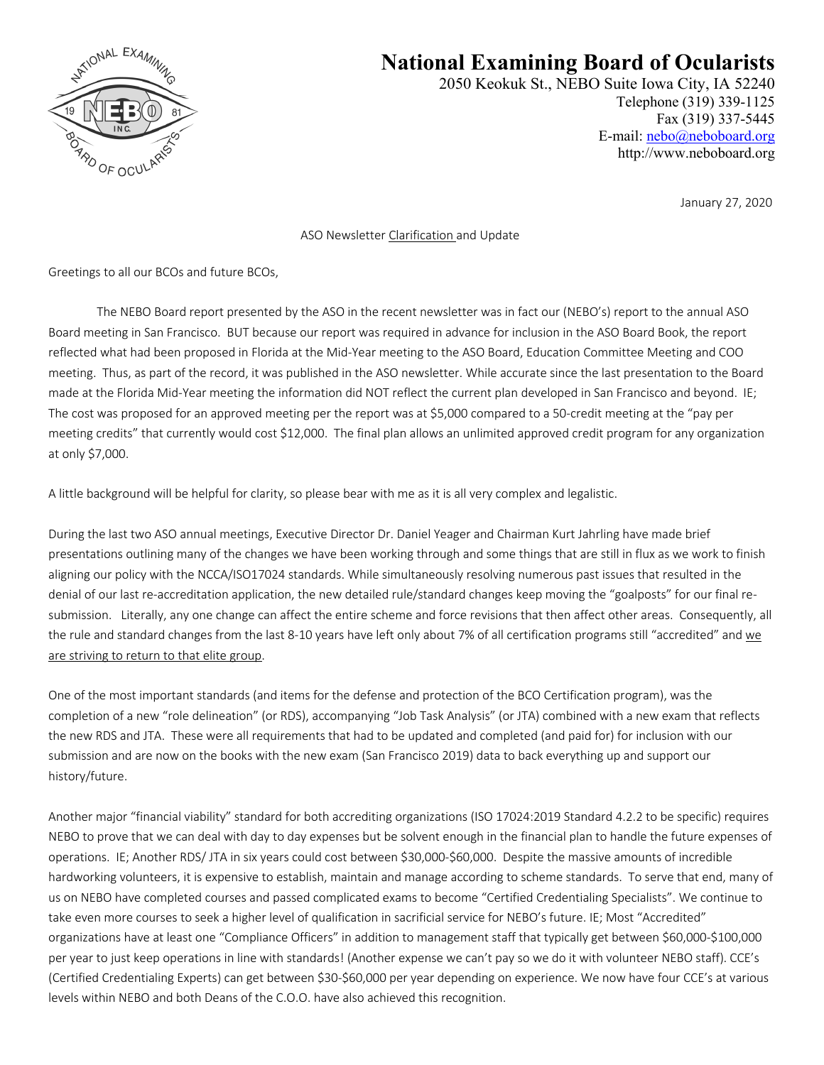# National Examining Board of Ocularists

2050 Keokuk St., NEBO Suite Iowa City, IA 52240
Telephone (319) 339-1125
Fax (319) 337-5445
E-mail: nebo@neboboard.org
http://www.neboboard.org

January 27, 2020

ASO Newsletter Clarification and Update

Greetings to all our BCOs and future BCOs,

The NEBO Board report presented by the ASO in the recent newsletter was in fact our (NEBO's) report to the annual ASO Board meeting in San Francisco. BUT because our report was required in advance for inclusion in the ASO Board Book, the report reflected what had been proposed in Florida at the Mid-Year meeting to the ASO Board, Education Committee Meeting and COO meeting. Thus, as part of the record, it was published in the ASO newsletter. While accurate since the last presentation to the Board made at the Florida Mid-Year meeting the information did NOT reflect the current plan developed in San Francisco and beyond. IE; The cost was proposed for an approved meeting per the report was at $5,000 compared to a 50-credit meeting at the "pay per meeting credits" that currently would cost $12,000. The final plan allows an unlimited approved credit program for any organization at only $7,000.

A little background will be helpful for clarity, so please bear with me as it is all very complex and legalistic.

During the last two ASO annual meetings, Executive Director Dr. Daniel Yeager and Chairman Kurt Jahrling have made brief presentations outlining many of the changes we have been working through and some things that are still in flux as we work to finish aligning our policy with the NCCA/ISO17024 standards. While simultaneously resolving numerous past issues that resulted in the denial of our last re-accreditation application, the new detailed rule/standard changes keep moving the "goalposts" for our final re-submission. Literally, any one change can affect the entire scheme and force revisions that then affect other areas. Consequently, all the rule and standard changes from the last 8-10 years have left only about 7% of all certification programs still "accredited" and we are striving to return to that elite group.

One of the most important standards (and items for the defense and protection of the BCO Certification program), was the completion of a new "role delineation" (or RDS), accompanying "Job Task Analysis" (or JTA) combined with a new exam that reflects the new RDS and JTA. These were all requirements that had to be updated and completed (and paid for) for inclusion with our submission and are now on the books with the new exam (San Francisco 2019) data to back everything up and support our history/future.

Another major "financial viability" standard for both accrediting organizations (ISO 17024:2019 Standard 4.2.2 to be specific) requires NEBO to prove that we can deal with day to day expenses but be solvent enough in the financial plan to handle the future expenses of operations. IE; Another RDS/ JTA in six years could cost between $30,000-$60,000. Despite the massive amounts of incredible hardworking volunteers, it is expensive to establish, maintain and manage according to scheme standards. To serve that end, many of us on NEBO have completed courses and passed complicated exams to become "Certified Credentialing Specialists". We continue to take even more courses to seek a higher level of qualification in sacrificial service for NEBO's future. IE; Most "Accredited" organizations have at least one "Compliance Officers" in addition to management staff that typically get between $60,000-$100,000 per year to just keep operations in line with standards! (Another expense we can't pay so we do it with volunteer NEBO staff). CCE's (Certified Credentialing Experts) can get between $30-$60,000 per year depending on experience. We now have four CCE's at various levels within NEBO and both Deans of the C.O.O. have also achieved this recognition.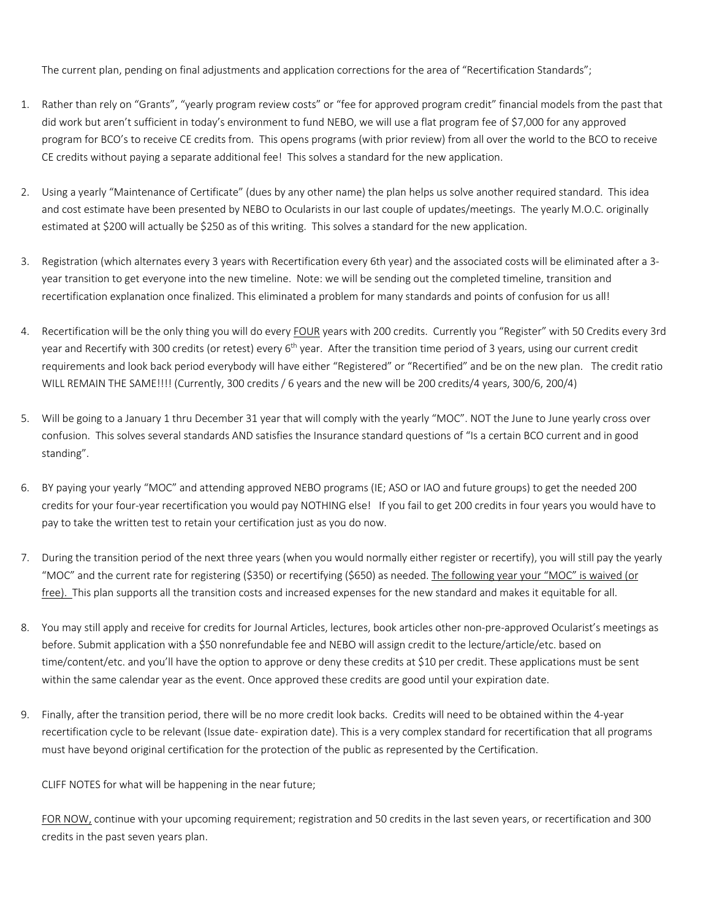The current plan, pending on final adjustments and application corrections for the area of "Recertification Standards";

1. Rather than rely on "Grants", "yearly program review costs" or "fee for approved program credit" financial models from the past that did work but aren't sufficient in today's environment to fund NEBO, we will use a flat program fee of $7,000 for any approved program for BCO's to receive CE credits from. This opens programs (with prior review) from all over the world to the BCO to receive CE credits without paying a separate additional fee! This solves a standard for the new application.

2. Using a yearly "Maintenance of Certificate" (dues by any other name) the plan helps us solve another required standard. This idea and cost estimate have been presented by NEBO to Ocularists in our last couple of updates/meetings. The yearly M.O.C. originally estimated at $200 will actually be $250 as of this writing. This solves a standard for the new application.

3. Registration (which alternates every 3 years with Recertification every 6th year) and the associated costs will be eliminated after a 3-year transition to get everyone into the new timeline. Note: we will be sending out the completed timeline, transition and recertification explanation once finalized. This eliminated a problem for many standards and points of confusion for us all!

4. Recertification will be the only thing you will do every <u>FOUR</u> years with 200 credits. Currently you "Register" with 50 Credits every 3rd year and Recertify with 300 credits (or retest) every 6th year. After the transition time period of 3 years, using our current credit requirements and look back period everybody will have either "Registered" or "Recertified" and be on the new plan. The credit ratio WILL REMAIN THE SAME!!!! (Currently, 300 credits / 6 years and the new will be 200 credits/4 years, 300/6, 200/4)

5. Will be going to a January 1 thru December 31 year that will comply with the yearly "MOC". NOT the June to June yearly cross over confusion. This solves several standards AND satisfies the Insurance standard questions of "Is a certain BCO current and in good standing".

6. BY paying your yearly "MOC" and attending approved NEBO programs (IE; ASO or IAO and future groups) to get the needed 200 credits for your four-year recertification you would pay NOTHING else! If you fail to get 200 credits in four years you would have to pay to take the written test to retain your certification just as you do now.

7. During the transition period of the next three years (when you would normally either register or recertify), you will still pay the yearly "MOC" and the current rate for registering ($350) or recertifying ($650) as needed. <u>The following year your "MOC" is waived (or free).</u> This plan supports all the transition costs and increased expenses for the new standard and makes it equitable for all.

8. You may still apply and receive for credits for Journal Articles, lectures, book articles other non-pre-approved Ocularist's meetings as before. Submit application with a $50 nonrefundable fee and NEBO will assign credit to the lecture/article/etc. based on time/content/etc. and you'll have the option to approve or deny these credits at $10 per credit. These applications must be sent within the same calendar year as the event. Once approved these credits are good until your expiration date.

9. Finally, after the transition period, there will be no more credit look backs. Credits will need to be obtained within the 4-year recertification cycle to be relevant (Issue date- expiration date). This is a very complex standard for recertification that all programs must have beyond original certification for the protection of the public as represented by the Certification.

CLIFF NOTES for what will be happening in the near future;

<u>FOR NOW,</u> continue with your upcoming requirement; registration and 50 credits in the last seven years, or recertification and 300 credits in the past seven years plan.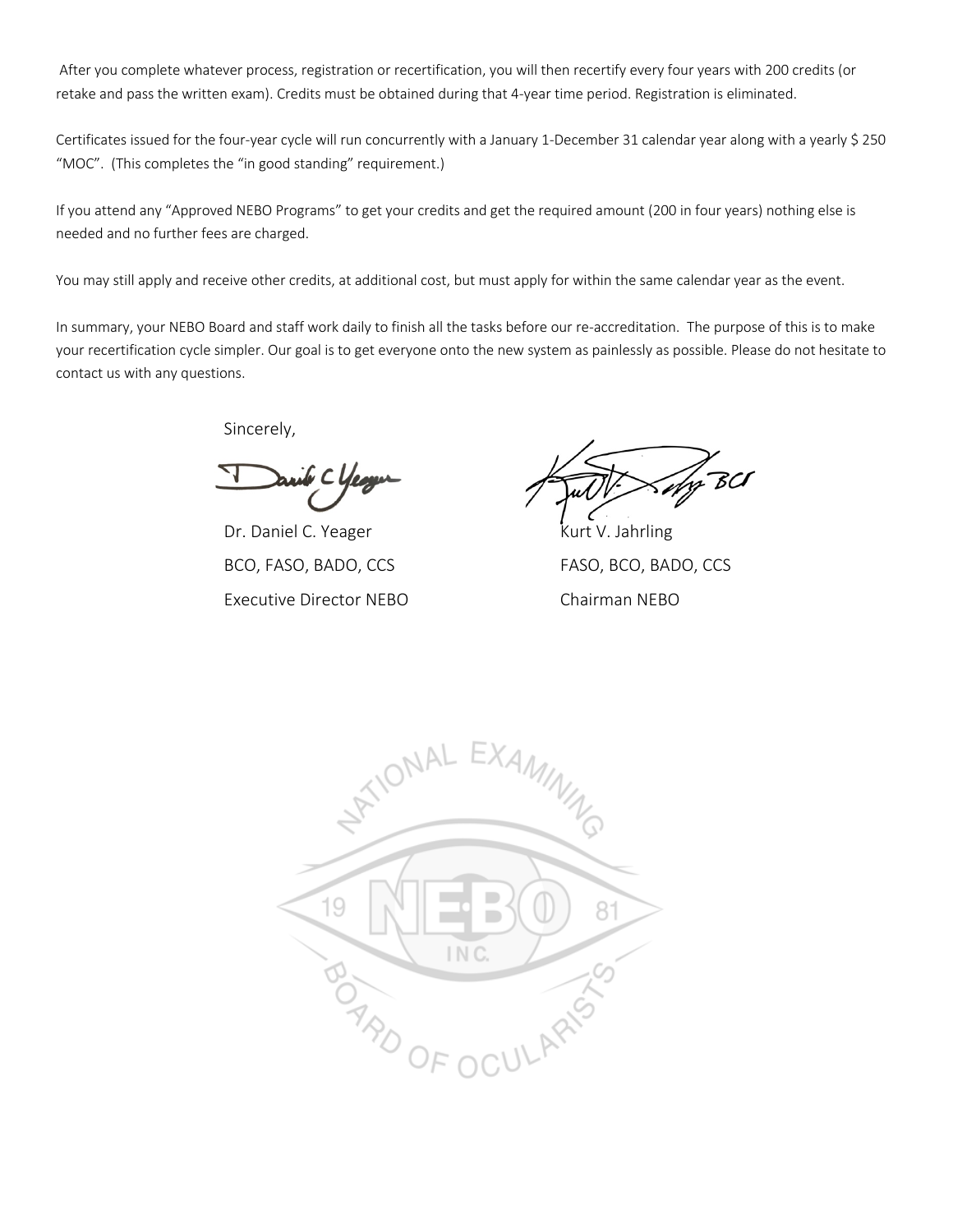After you complete whatever process, registration or recertification, you will then recertify every four years with 200 credits (or retake and pass the written exam). Credits must be obtained during that 4-year time period. Registration is eliminated.

Certificates issued for the four-year cycle will run concurrently with a January 1-December 31 calendar year along with a yearly $ 250 "MOC". (This completes the "in good standing" requirement.)

If you attend any "Approved NEBO Programs" to get your credits and get the required amount (200 in four years) nothing else is needed and no further fees are charged.

You may still apply and receive other credits, at additional cost, but must apply for within the same calendar year as the event.

In summary, your NEBO Board and staff work daily to finish all the tasks before our re-accreditation. The purpose of this is to make your recertification cycle simpler. Our goal is to get everyone onto the new system as painlessly as possible. Please do not hesitate to contact us with any questions.

Sincerely,

Dr. Daniel C. Yeager
BCO, FASO, BADO, CCS
Executive Director NEBO

Kurt V. Jahrling
FASO, BCO, BADO, CCS
Chairman NEBO